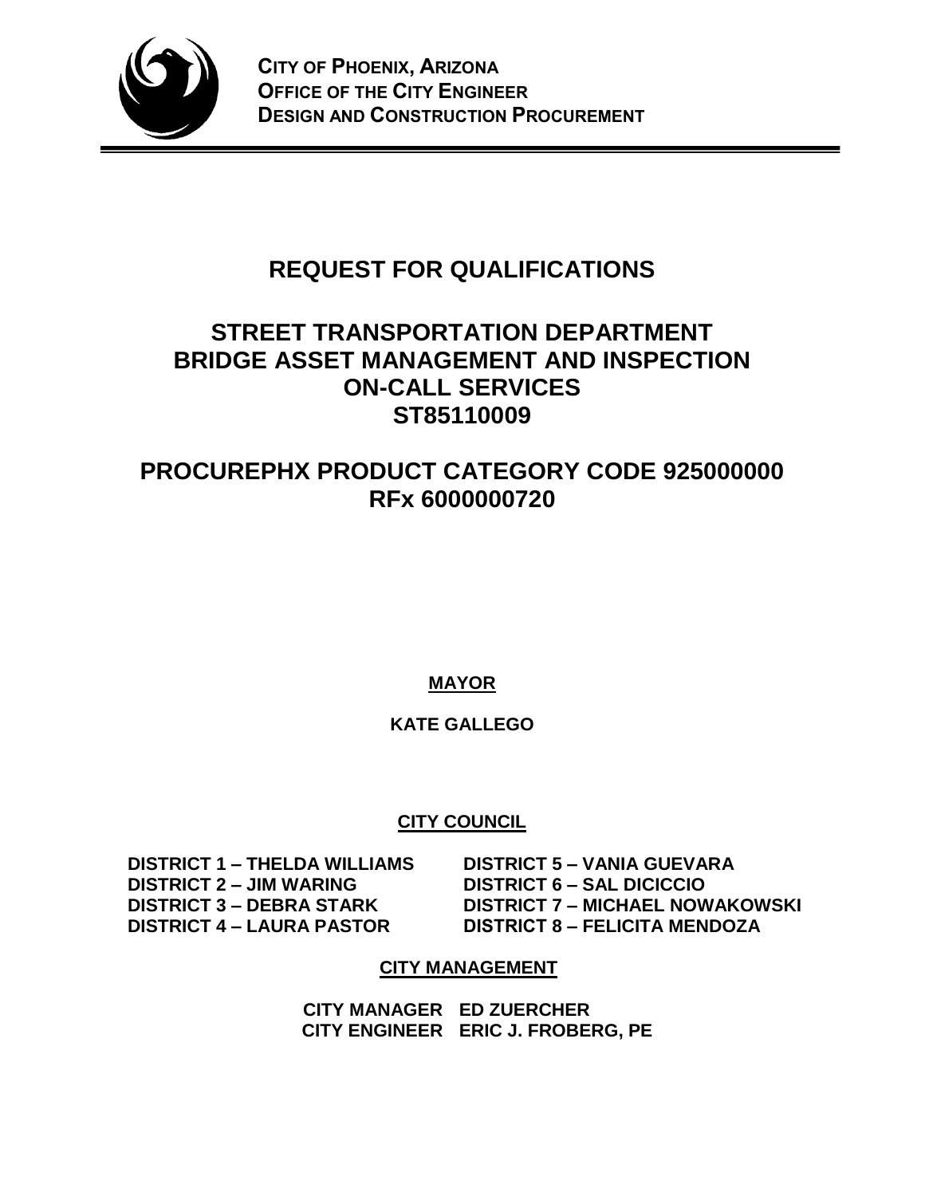**CITY OF PHOENIX, ARIZONA**
**OFFICE OF THE CITY ENGINEER**
**DESIGN AND CONSTRUCTION PROCUREMENT**

# REQUEST FOR QUALIFICATIONS

# STREET TRANSPORTATION DEPARTMENT BRIDGE ASSET MANAGEMENT AND INSPECTION ON-CALL SERVICES ST85110009

## PROCUREPHX PRODUCT CATEGORY CODE 925000000 RFx 6000000720

**MAYOR**

**KATE GALLEGO**

**CITY COUNCIL**

**DISTRICT 1 – THELDA WILLIAMS**
**DISTRICT 2 – JIM WARING**
**DISTRICT 3 – DEBRA STARK**
**DISTRICT 4 – LAURA PASTOR**
**DISTRICT 5 – VANIA GUEVARA**
**DISTRICT 6 – SAL DICICCIO**
**DISTRICT 7 – MICHAEL NOWAKOWSKI**
**DISTRICT 8 – FELICITA MENDOZA**

**CITY MANAGEMENT**

**CITY MANAGER ED ZUERCHER**
**CITY ENGINEER ERIC J. FROBERG, PE**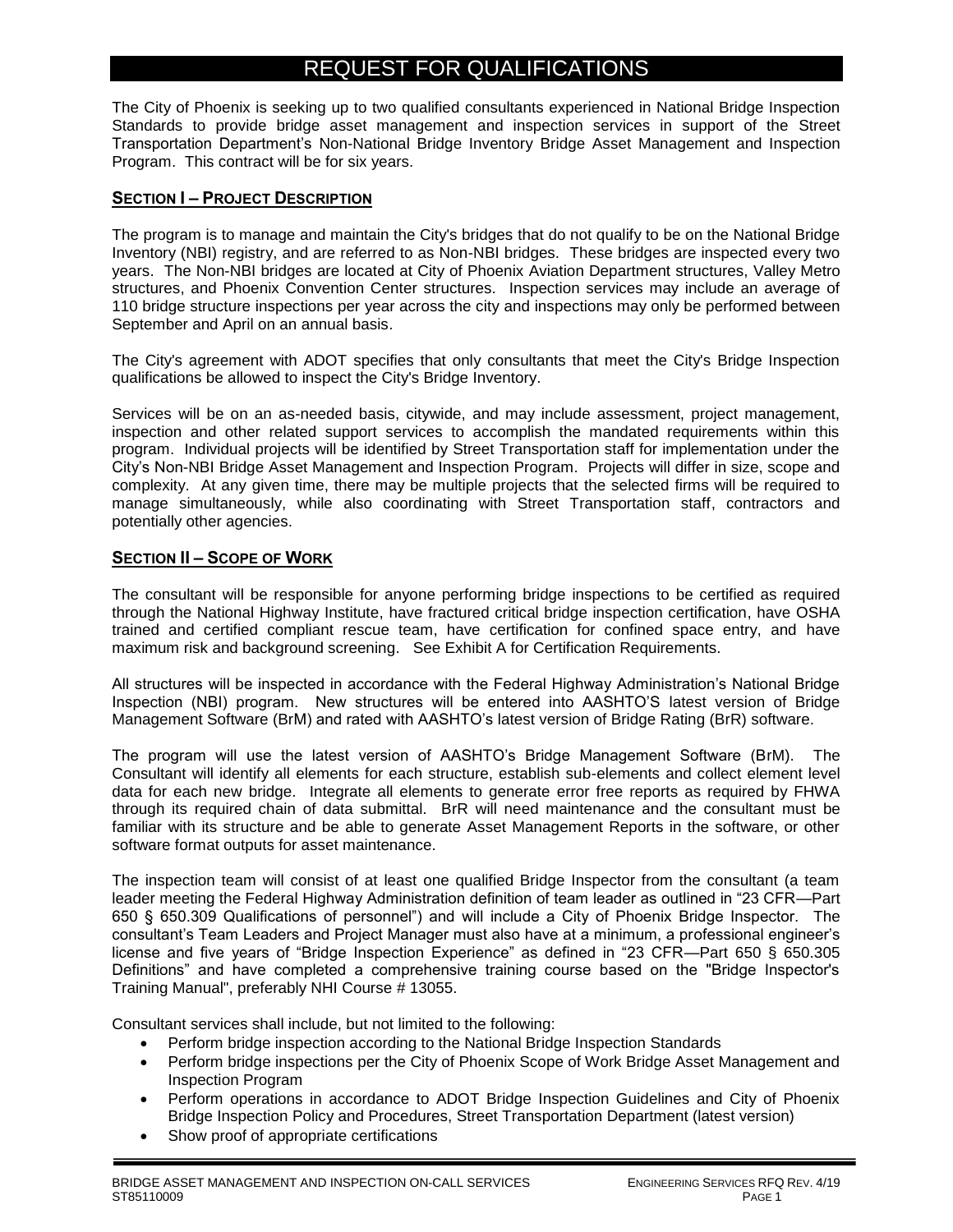# REQUEST FOR QUALIFICATIONS

The City of Phoenix is seeking up to two qualified consultants experienced in National Bridge Inspection Standards to provide bridge asset management and inspection services in support of the Street Transportation Department's Non-National Bridge Inventory Bridge Asset Management and Inspection Program. This contract will be for six years.

## SECTION I – PROJECT DESCRIPTION

The program is to manage and maintain the City's bridges that do not qualify to be on the National Bridge Inventory (NBI) registry, and are referred to as Non-NBI bridges. These bridges are inspected every two years. The Non-NBI bridges are located at City of Phoenix Aviation Department structures, Valley Metro structures, and Phoenix Convention Center structures. Inspection services may include an average of 110 bridge structure inspections per year across the city and inspections may only be performed between September and April on an annual basis.

The City's agreement with ADOT specifies that only consultants that meet the City's Bridge Inspection qualifications be allowed to inspect the City's Bridge Inventory.

Services will be on an as-needed basis, citywide, and may include assessment, project management, inspection and other related support services to accomplish the mandated requirements within this program. Individual projects will be identified by Street Transportation staff for implementation under the City's Non-NBI Bridge Asset Management and Inspection Program. Projects will differ in size, scope and complexity. At any given time, there may be multiple projects that the selected firms will be required to manage simultaneously, while also coordinating with Street Transportation staff, contractors and potentially other agencies.

## SECTION II – SCOPE OF WORK

The consultant will be responsible for anyone performing bridge inspections to be certified as required through the National Highway Institute, have fractured critical bridge inspection certification, have OSHA trained and certified compliant rescue team, have certification for confined space entry, and have maximum risk and background screening. See Exhibit A for Certification Requirements.

All structures will be inspected in accordance with the Federal Highway Administration's National Bridge Inspection (NBI) program. New structures will be entered into AASHTO'S latest version of Bridge Management Software (BrM) and rated with AASHTO's latest version of Bridge Rating (BrR) software.

The program will use the latest version of AASHTO's Bridge Management Software (BrM). The Consultant will identify all elements for each structure, establish sub-elements and collect element level data for each new bridge. Integrate all elements to generate error free reports as required by FHWA through its required chain of data submittal. BrR will need maintenance and the consultant must be familiar with its structure and be able to generate Asset Management Reports in the software, or other software format outputs for asset maintenance.

The inspection team will consist of at least one qualified Bridge Inspector from the consultant (a team leader meeting the Federal Highway Administration definition of team leader as outlined in "23 CFR—Part 650 § 650.309 Qualifications of personnel") and will include a City of Phoenix Bridge Inspector. The consultant's Team Leaders and Project Manager must also have at a minimum, a professional engineer's license and five years of "Bridge Inspection Experience" as defined in "23 CFR—Part 650 § 650.305 Definitions" and have completed a comprehensive training course based on the "Bridge Inspector's Training Manual", preferably NHI Course # 13055.

Consultant services shall include, but not limited to the following:

- Perform bridge inspection according to the National Bridge Inspection Standards
- Perform bridge inspections per the City of Phoenix Scope of Work Bridge Asset Management and Inspection Program
- Perform operations in accordance to ADOT Bridge Inspection Guidelines and City of Phoenix Bridge Inspection Policy and Procedures, Street Transportation Department (latest version)
- Show proof of appropriate certifications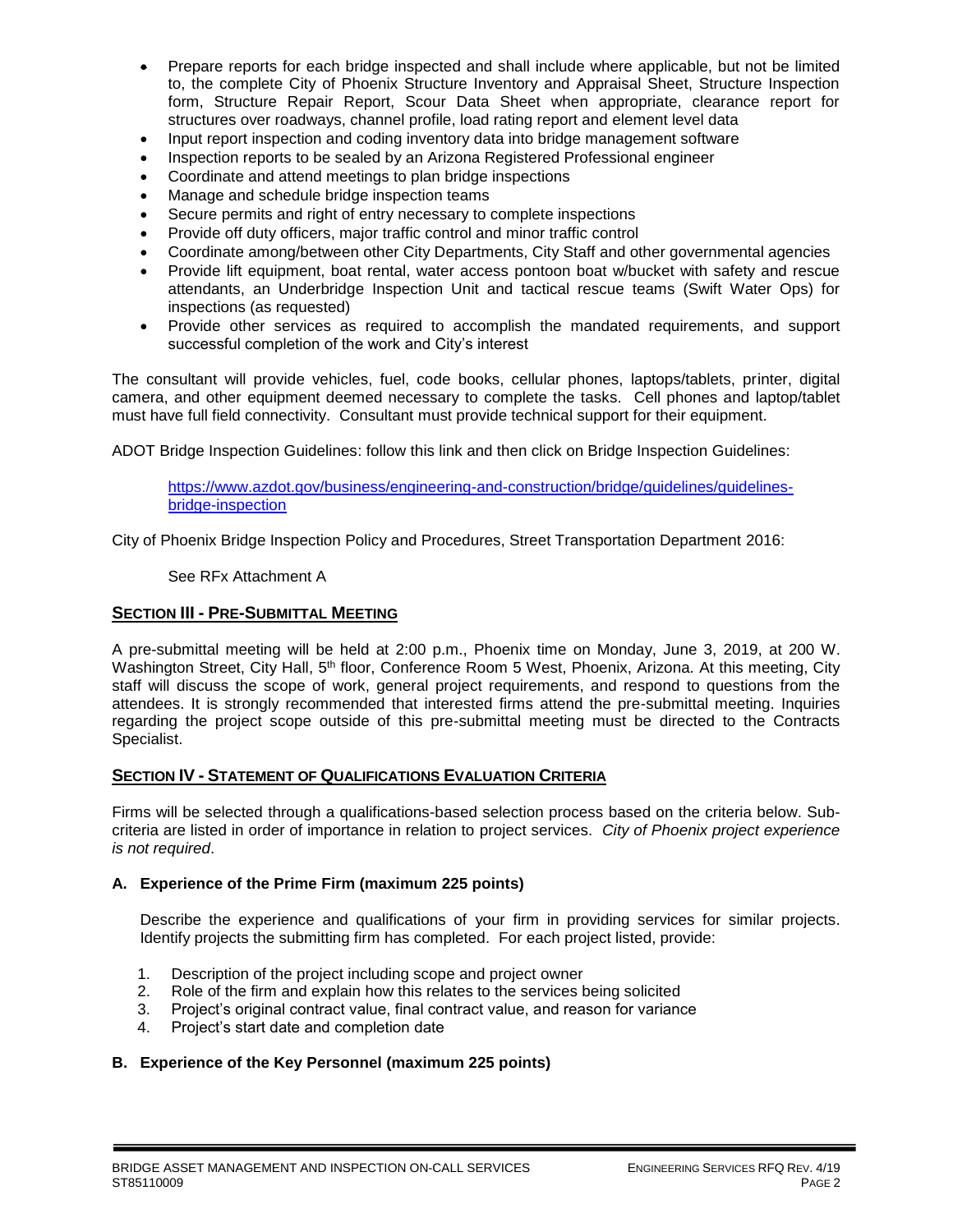- Prepare reports for each bridge inspected and shall include where applicable, but not be limited to, the complete City of Phoenix Structure Inventory and Appraisal Sheet, Structure Inspection form, Structure Repair Report, Scour Data Sheet when appropriate, clearance report for structures over roadways, channel profile, load rating report and element level data
- Input report inspection and coding inventory data into bridge management software
- Inspection reports to be sealed by an Arizona Registered Professional engineer
- Coordinate and attend meetings to plan bridge inspections
- Manage and schedule bridge inspection teams
- Secure permits and right of entry necessary to complete inspections
- Provide off duty officers, major traffic control and minor traffic control
- Coordinate among/between other City Departments, City Staff and other governmental agencies
- Provide lift equipment, boat rental, water access pontoon boat w/bucket with safety and rescue attendants, an Underbridge Inspection Unit and tactical rescue teams (Swift Water Ops) for inspections (as requested)
- Provide other services as required to accomplish the mandated requirements, and support successful completion of the work and City's interest

The consultant will provide vehicles, fuel, code books, cellular phones, laptops/tablets, printer, digital camera, and other equipment deemed necessary to complete the tasks. Cell phones and laptop/tablet must have full field connectivity. Consultant must provide technical support for their equipment.

ADOT Bridge Inspection Guidelines: follow this link and then click on Bridge Inspection Guidelines:

> https://www.azdot.gov/business/engineering-and-construction/bridge/guidelines/guidelines-bridge-inspection

City of Phoenix Bridge Inspection Policy and Procedures, Street Transportation Department 2016:

> See RFx Attachment A

## SECTION III - PRE-SUBMITTAL MEETING

A pre-submittal meeting will be held at 2:00 p.m., Phoenix time on Monday, June 3, 2019, at 200 W. Washington Street, City Hall, 5th floor, Conference Room 5 West, Phoenix, Arizona. At this meeting, City staff will discuss the scope of work, general project requirements, and respond to questions from the attendees. It is strongly recommended that interested firms attend the pre-submittal meeting. Inquiries regarding the project scope outside of this pre-submittal meeting must be directed to the Contracts Specialist.

## SECTION IV - STATEMENT OF QUALIFICATIONS EVALUATION CRITERIA

Firms will be selected through a qualifications-based selection process based on the criteria below. Sub-criteria are listed in order of importance in relation to project services. *City of Phoenix project experience is not required*.

### A. Experience of the Prime Firm (maximum 225 points)

Describe the experience and qualifications of your firm in providing services for similar projects. Identify projects the submitting firm has completed. For each project listed, provide:

1. Description of the project including scope and project owner
2. Role of the firm and explain how this relates to the services being solicited
3. Project's original contract value, final contract value, and reason for variance
4. Project's start date and completion date

### B. Experience of the Key Personnel (maximum 225 points)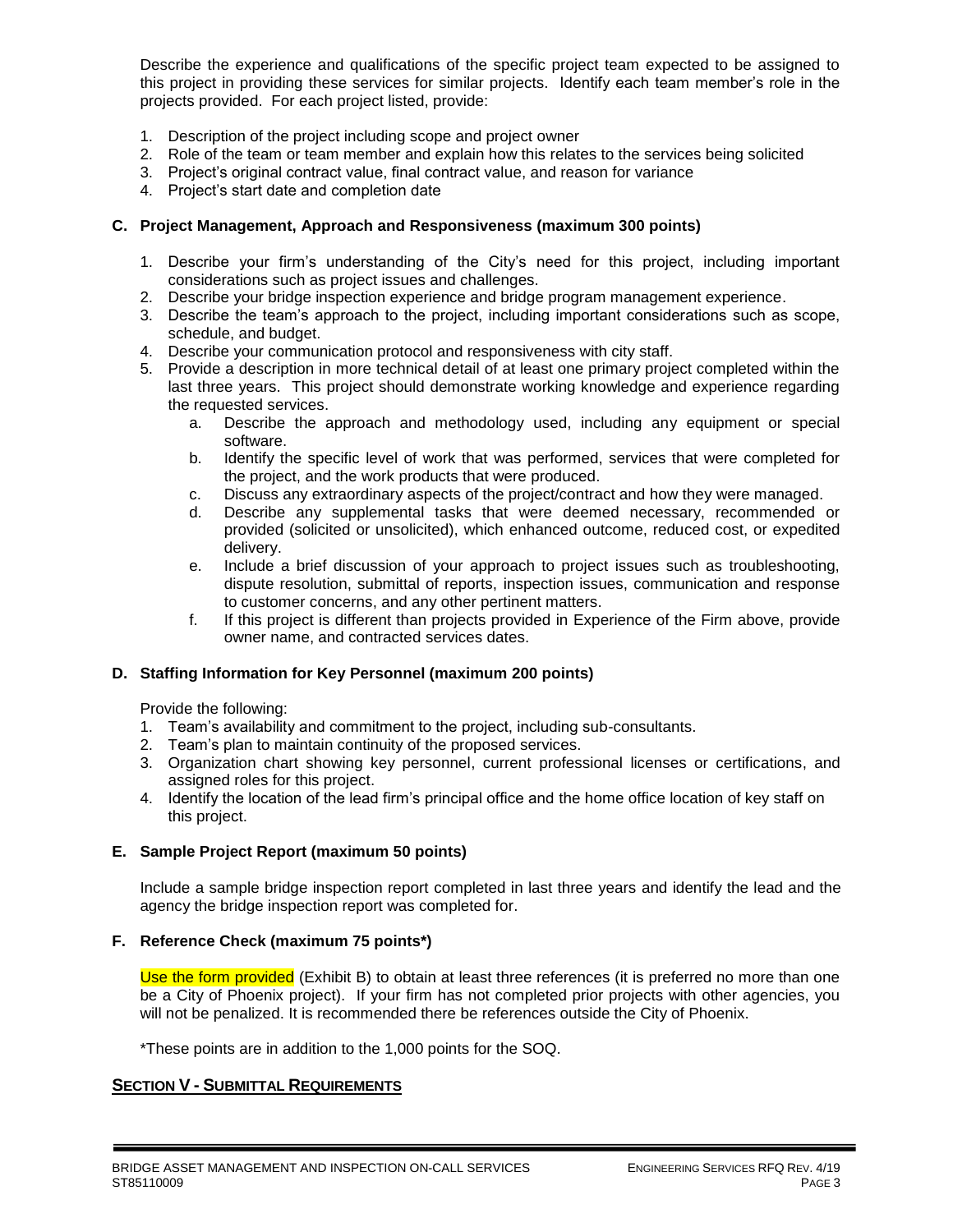Describe the experience and qualifications of the specific project team expected to be assigned to this project in providing these services for similar projects. Identify each team member's role in the projects provided. For each project listed, provide:

1. Description of the project including scope and project owner
2. Role of the team or team member and explain how this relates to the services being solicited
3. Project's original contract value, final contract value, and reason for variance
4. Project's start date and completion date

**C. Project Management, Approach and Responsiveness (maximum 300 points)**

1. Describe your firm's understanding of the City's need for this project, including important considerations such as project issues and challenges.
2. Describe your bridge inspection experience and bridge program management experience.
3. Describe the team's approach to the project, including important considerations such as scope, schedule, and budget.
4. Describe your communication protocol and responsiveness with city staff.
5. Provide a description in more technical detail of at least one primary project completed within the last three years. This project should demonstrate working knowledge and experience regarding the requested services.
   a. Describe the approach and methodology used, including any equipment or special software.
   b. Identify the specific level of work that was performed, services that were completed for the project, and the work products that were produced.
   c. Discuss any extraordinary aspects of the project/contract and how they were managed.
   d. Describe any supplemental tasks that were deemed necessary, recommended or provided (solicited or unsolicited), which enhanced outcome, reduced cost, or expedited delivery.
   e. Include a brief discussion of your approach to project issues such as troubleshooting, dispute resolution, submittal of reports, inspection issues, communication and response to customer concerns, and any other pertinent matters.
   f. If this project is different than projects provided in Experience of the Firm above, provide owner name, and contracted services dates.

**D. Staffing Information for Key Personnel (maximum 200 points)**

Provide the following:

1. Team's availability and commitment to the project, including sub-consultants.
2. Team's plan to maintain continuity of the proposed services.
3. Organization chart showing key personnel, current professional licenses or certifications, and assigned roles for this project.
4. Identify the location of the lead firm's principal office and the home office location of key staff on this project.

**E. Sample Project Report (maximum 50 points)**

Include a sample bridge inspection report completed in last three years and identify the lead and the agency the bridge inspection report was completed for.

**F. Reference Check (maximum 75 points*)**

Use the form provided (Exhibit B) to obtain at least three references (it is preferred no more than one be a City of Phoenix project). If your firm has not completed prior projects with other agencies, you will not be penalized. It is recommended there be references outside the City of Phoenix.

*These points are in addition to the 1,000 points for the SOQ.

## SECTION V - SUBMITTAL REQUIREMENTS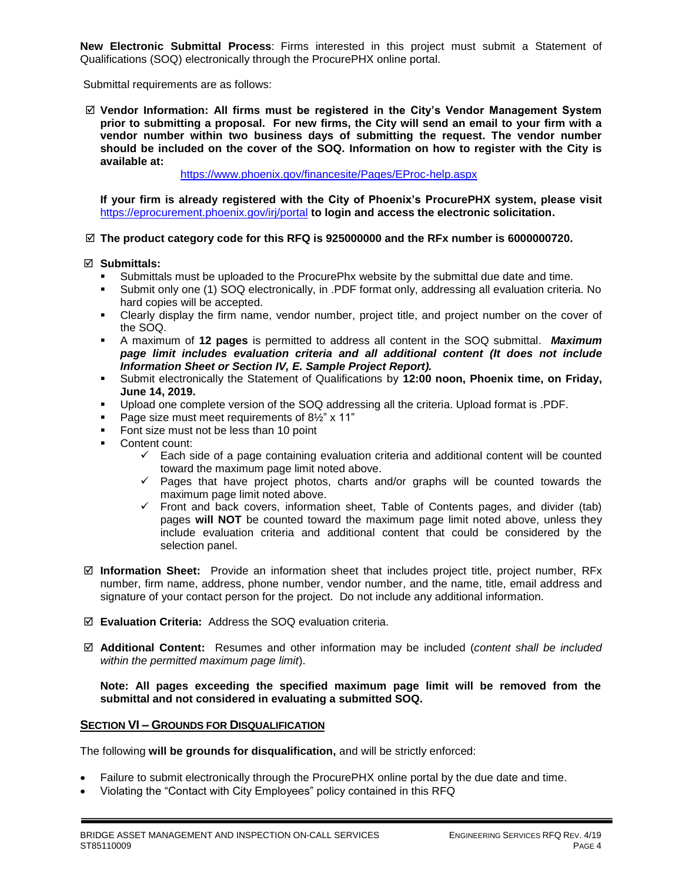**New Electronic Submittal Process**: Firms interested in this project must submit a Statement of Qualifications (SOQ) electronically through the ProcurePHX online portal.

Submittal requirements are as follows:

☑ **Vendor Information: All firms must be registered in the City's Vendor Management System prior to submitting a proposal. For new firms, the City will send an email to your firm with a vendor number within two business days of submitting the request. The vendor number should be included on the cover of the SOQ. Information on how to register with the City is available at:**

https://www.phoenix.gov/financesite/Pages/EProc-help.aspx

**If your firm is already registered with the City of Phoenix's ProcurePHX system, please visit** https://eprocurement.phoenix.gov/irj/portal **to login and access the electronic solicitation.**

☑ **The product category code for this RFQ is 925000000 and the RFx number is 6000000720.**

☑ **Submittals:**

- Submittals must be uploaded to the ProcurePhx website by the submittal due date and time.
- Submit only one (1) SOQ electronically, in .PDF format only, addressing all evaluation criteria. No hard copies will be accepted.
- Clearly display the firm name, vendor number, project title, and project number on the cover of the SOQ.
- A maximum of **12 pages** is permitted to address all content in the SOQ submittal. ***Maximum page limit includes evaluation criteria and all additional content (It does not include Information Sheet or Section IV, E. Sample Project Report).***
- Submit electronically the Statement of Qualifications by **12:00 noon, Phoenix time, on Friday, June 14, 2019.**
- Upload one complete version of the SOQ addressing all the criteria. Upload format is .PDF.
- Page size must meet requirements of 8½" x 11"
- Font size must not be less than 10 point
- Content count:
  - ✓ Each side of a page containing evaluation criteria and additional content will be counted toward the maximum page limit noted above.
  - ✓ Pages that have project photos, charts and/or graphs will be counted towards the maximum page limit noted above.
  - ✓ Front and back covers, information sheet, Table of Contents pages, and divider (tab) pages **will NOT** be counted toward the maximum page limit noted above, unless they include evaluation criteria and additional content that could be considered by the selection panel.

☑ **Information Sheet:** Provide an information sheet that includes project title, project number, RFx number, firm name, address, phone number, vendor number, and the name, title, email address and signature of your contact person for the project. Do not include any additional information.

☑ **Evaluation Criteria:** Address the SOQ evaluation criteria.

☑ **Additional Content:** Resumes and other information may be included (*content shall be included within the permitted maximum page limit*).

**Note: All pages exceeding the specified maximum page limit will be removed from the submittal and not considered in evaluating a submitted SOQ.**

## SECTION VI – GROUNDS FOR DISQUALIFICATION

The following **will be grounds for disqualification,** and will be strictly enforced:

- Failure to submit electronically through the ProcurePHX online portal by the due date and time.
- Violating the "Contact with City Employees" policy contained in this RFQ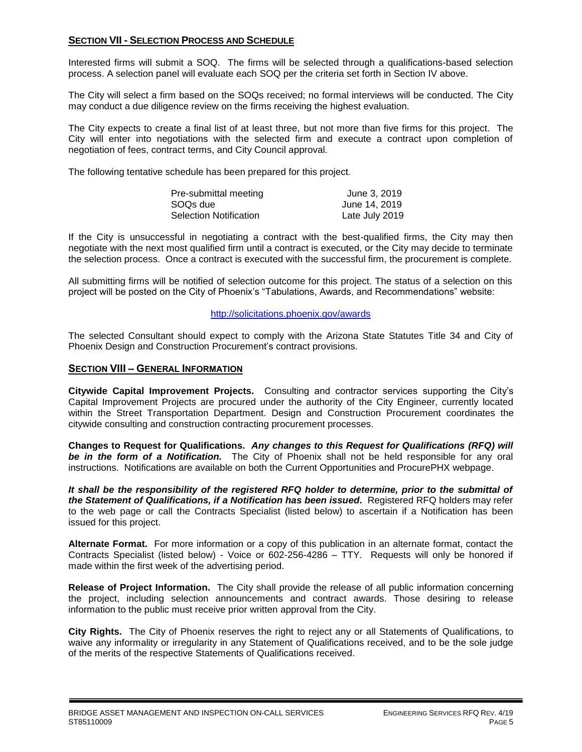## SECTION VII - SELECTION PROCESS AND SCHEDULE

Interested firms will submit a SOQ. The firms will be selected through a qualifications-based selection process. A selection panel will evaluate each SOQ per the criteria set forth in Section IV above.

The City will select a firm based on the SOQs received; no formal interviews will be conducted. The City may conduct a due diligence review on the firms receiving the highest evaluation.

The City expects to create a final list of at least three, but not more than five firms for this project. The City will enter into negotiations with the selected firm and execute a contract upon completion of negotiation of fees, contract terms, and City Council approval.

The following tentative schedule has been prepared for this project.

| | |
|---|---|
| Pre-submittal meeting | June 3, 2019 |
| SOQs due | June 14, 2019 |
| Selection Notification | Late July 2019 |

If the City is unsuccessful in negotiating a contract with the best-qualified firms, the City may then negotiate with the next most qualified firm until a contract is executed, or the City may decide to terminate the selection process. Once a contract is executed with the successful firm, the procurement is complete.

All submitting firms will be notified of selection outcome for this project. The status of a selection on this project will be posted on the City of Phoenix's "Tabulations, Awards, and Recommendations" website:

http://solicitations.phoenix.gov/awards

The selected Consultant should expect to comply with the Arizona State Statutes Title 34 and City of Phoenix Design and Construction Procurement's contract provisions.

## SECTION VIII – GENERAL INFORMATION

**Citywide Capital Improvement Projects.** Consulting and contractor services supporting the City's Capital Improvement Projects are procured under the authority of the City Engineer, currently located within the Street Transportation Department. Design and Construction Procurement coordinates the citywide consulting and construction contracting procurement processes.

**Changes to Request for Qualifications.** ***Any changes to this Request for Qualifications (RFQ) will be in the form of a Notification.*** The City of Phoenix shall not be held responsible for any oral instructions. Notifications are available on both the Current Opportunities and ProcurePHX webpage.

***It shall be the responsibility of the registered RFQ holder to determine, prior to the submittal of the Statement of Qualifications, if a Notification has been issued*.** Registered RFQ holders may refer to the web page or call the Contracts Specialist (listed below) to ascertain if a Notification has been issued for this project.

**Alternate Format.** For more information or a copy of this publication in an alternate format, contact the Contracts Specialist (listed below) - Voice or 602-256-4286 – TTY. Requests will only be honored if made within the first week of the advertising period.

**Release of Project Information.** The City shall provide the release of all public information concerning the project, including selection announcements and contract awards. Those desiring to release information to the public must receive prior written approval from the City.

**City Rights.** The City of Phoenix reserves the right to reject any or all Statements of Qualifications, to waive any informality or irregularity in any Statement of Qualifications received, and to be the sole judge of the merits of the respective Statements of Qualifications received.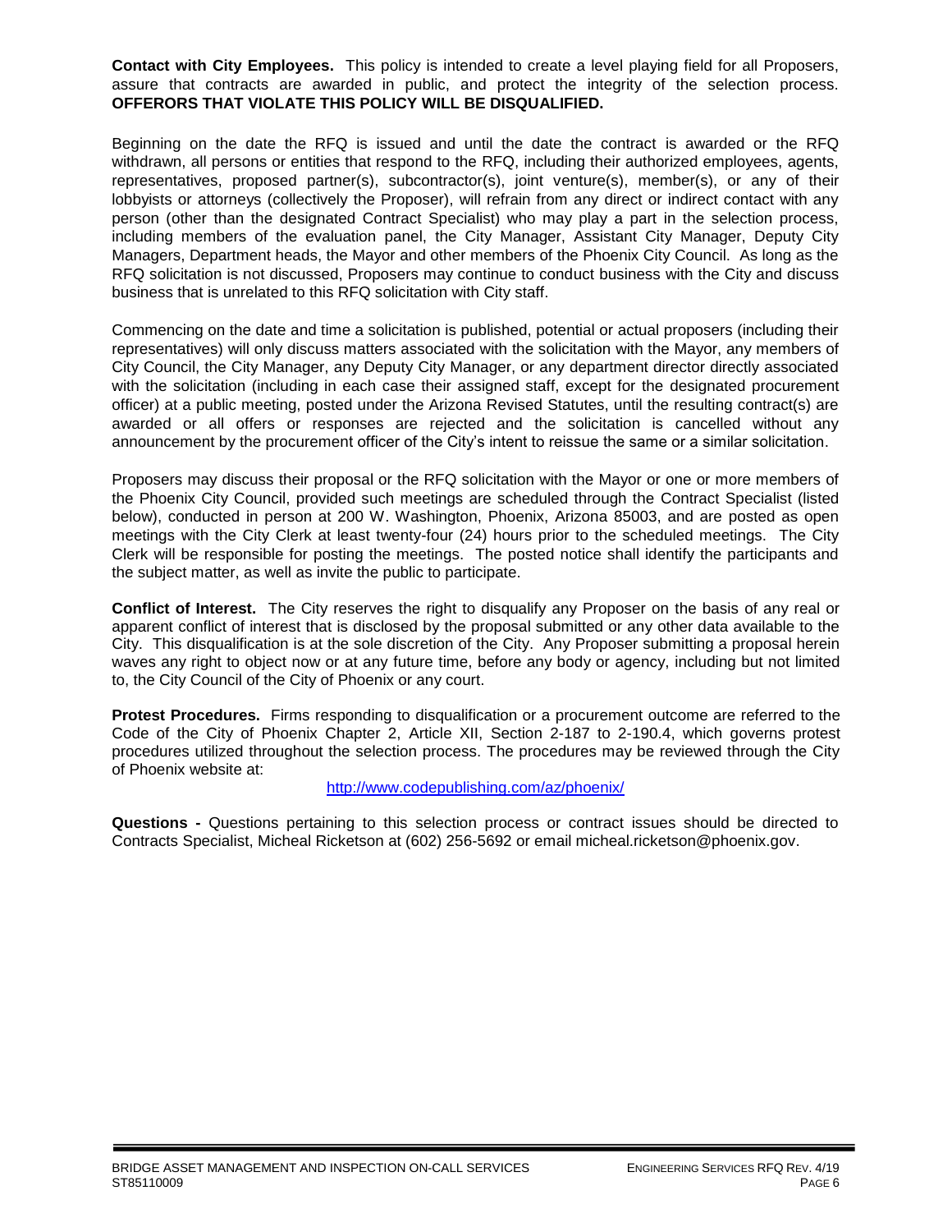**Contact with City Employees.** This policy is intended to create a level playing field for all Proposers, assure that contracts are awarded in public, and protect the integrity of the selection process. **OFFERORS THAT VIOLATE THIS POLICY WILL BE DISQUALIFIED.**

Beginning on the date the RFQ is issued and until the date the contract is awarded or the RFQ withdrawn, all persons or entities that respond to the RFQ, including their authorized employees, agents, representatives, proposed partner(s), subcontractor(s), joint venture(s), member(s), or any of their lobbyists or attorneys (collectively the Proposer), will refrain from any direct or indirect contact with any person (other than the designated Contract Specialist) who may play a part in the selection process, including members of the evaluation panel, the City Manager, Assistant City Manager, Deputy City Managers, Department heads, the Mayor and other members of the Phoenix City Council. As long as the RFQ solicitation is not discussed, Proposers may continue to conduct business with the City and discuss business that is unrelated to this RFQ solicitation with City staff.

Commencing on the date and time a solicitation is published, potential or actual proposers (including their representatives) will only discuss matters associated with the solicitation with the Mayor, any members of City Council, the City Manager, any Deputy City Manager, or any department director directly associated with the solicitation (including in each case their assigned staff, except for the designated procurement officer) at a public meeting, posted under the Arizona Revised Statutes, until the resulting contract(s) are awarded or all offers or responses are rejected and the solicitation is cancelled without any announcement by the procurement officer of the City's intent to reissue the same or a similar solicitation.

Proposers may discuss their proposal or the RFQ solicitation with the Mayor or one or more members of the Phoenix City Council, provided such meetings are scheduled through the Contract Specialist (listed below), conducted in person at 200 W. Washington, Phoenix, Arizona 85003, and are posted as open meetings with the City Clerk at least twenty-four (24) hours prior to the scheduled meetings. The City Clerk will be responsible for posting the meetings. The posted notice shall identify the participants and the subject matter, as well as invite the public to participate.

**Conflict of Interest.** The City reserves the right to disqualify any Proposer on the basis of any real or apparent conflict of interest that is disclosed by the proposal submitted or any other data available to the City. This disqualification is at the sole discretion of the City. Any Proposer submitting a proposal herein waves any right to object now or at any future time, before any body or agency, including but not limited to, the City Council of the City of Phoenix or any court.

**Protest Procedures.** Firms responding to disqualification or a procurement outcome are referred to the Code of the City of Phoenix Chapter 2, Article XII, Section 2-187 to 2-190.4, which governs protest procedures utilized throughout the selection process. The procedures may be reviewed through the City of Phoenix website at:

http://www.codepublishing.com/az/phoenix/

**Questions -** Questions pertaining to this selection process or contract issues should be directed to Contracts Specialist, Micheal Ricketson at (602) 256-5692 or email micheal.ricketson@phoenix.gov.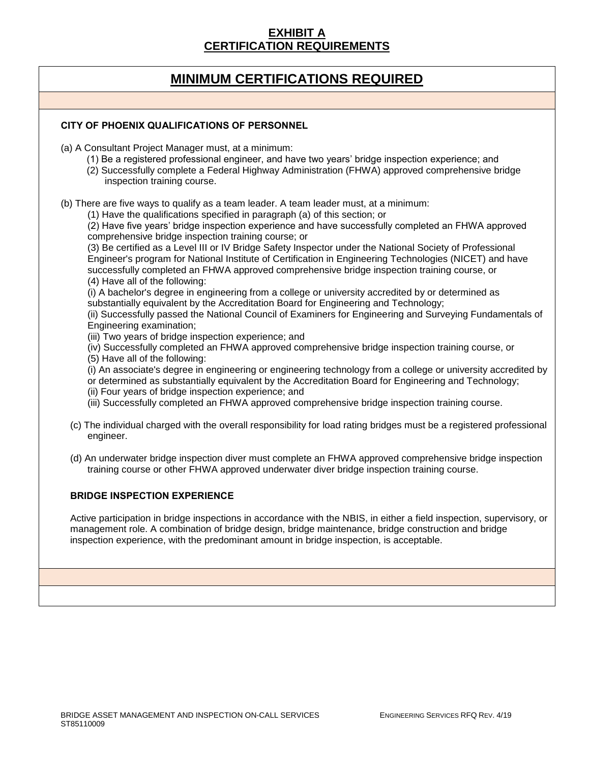# EXHIBIT A
# CERTIFICATION REQUIREMENTS

## MINIMUM CERTIFICATIONS REQUIRED

### CITY OF PHOENIX QUALIFICATIONS OF PERSONNEL

(a) A Consultant Project Manager must, at a minimum:

(1) Be a registered professional engineer, and have two years' bridge inspection experience; and

(2) Successfully complete a Federal Highway Administration (FHWA) approved comprehensive bridge inspection training course.

(b) There are five ways to qualify as a team leader. A team leader must, at a minimum:

(1) Have the qualifications specified in paragraph (a) of this section; or

(2) Have five years' bridge inspection experience and have successfully completed an FHWA approved comprehensive bridge inspection training course; or

(3) Be certified as a Level III or IV Bridge Safety Inspector under the National Society of Professional Engineer's program for National Institute of Certification in Engineering Technologies (NICET) and have successfully completed an FHWA approved comprehensive bridge inspection training course, or

(4) Have all of the following:

(i) A bachelor's degree in engineering from a college or university accredited by or determined as substantially equivalent by the Accreditation Board for Engineering and Technology;

(ii) Successfully passed the National Council of Examiners for Engineering and Surveying Fundamentals of Engineering examination;

(iii) Two years of bridge inspection experience; and

(iv) Successfully completed an FHWA approved comprehensive bridge inspection training course, or

(5) Have all of the following:

(i) An associate's degree in engineering or engineering technology from a college or university accredited by or determined as substantially equivalent by the Accreditation Board for Engineering and Technology;

(ii) Four years of bridge inspection experience; and

(iii) Successfully completed an FHWA approved comprehensive bridge inspection training course.

(c) The individual charged with the overall responsibility for load rating bridges must be a registered professional engineer.

(d) An underwater bridge inspection diver must complete an FHWA approved comprehensive bridge inspection training course or other FHWA approved underwater diver bridge inspection training course.

### BRIDGE INSPECTION EXPERIENCE

Active participation in bridge inspections in accordance with the NBIS, in either a field inspection, supervisory, or management role. A combination of bridge design, bridge maintenance, bridge construction and bridge inspection experience, with the predominant amount in bridge inspection, is acceptable.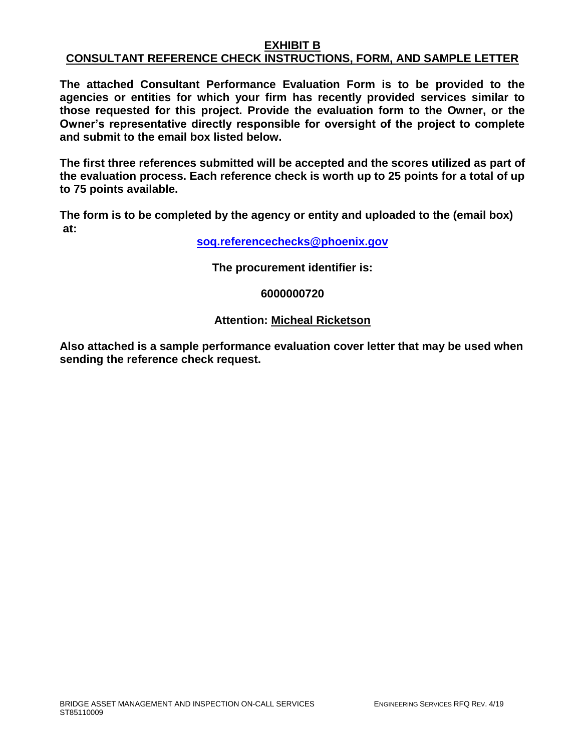# EXHIBIT B
## CONSULTANT REFERENCE CHECK INSTRUCTIONS, FORM, AND SAMPLE LETTER

**The attached Consultant Performance Evaluation Form is to be provided to the agencies or entities for which your firm has recently provided services similar to those requested for this project. Provide the evaluation form to the Owner, or the Owner's representative directly responsible for oversight of the project to complete and submit to the email box listed below.**

**The first three references submitted will be accepted and the scores utilized as part of the evaluation process. Each reference check is worth up to 25 points for a total of up to 75 points available.**

**The form is to be completed by the agency or entity and uploaded to the (email box) at:**

**soq.referencechecks@phoenix.gov**

**The procurement identifier is:**

**6000000720**

**Attention: Micheal Ricketson**

**Also attached is a sample performance evaluation cover letter that may be used when sending the reference check request.**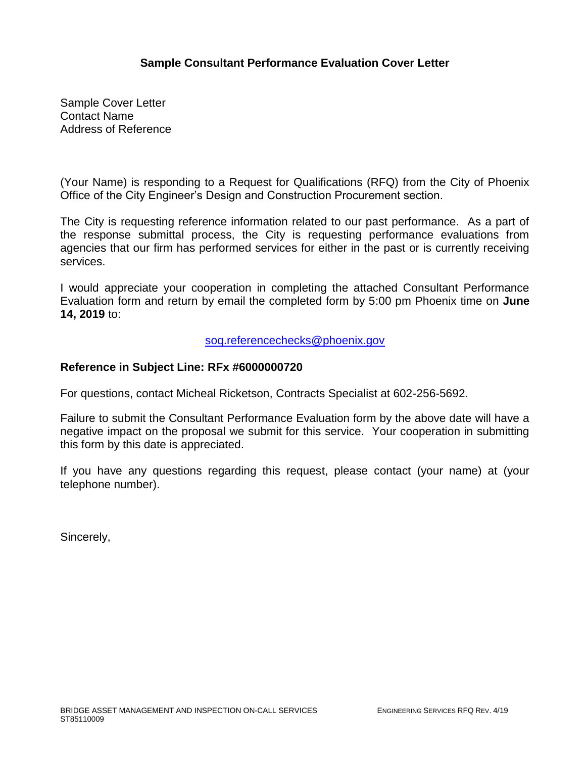## Sample Consultant Performance Evaluation Cover Letter

Sample Cover Letter
Contact Name
Address of Reference

(Your Name) is responding to a Request for Qualifications (RFQ) from the City of Phoenix Office of the City Engineer's Design and Construction Procurement section.

The City is requesting reference information related to our past performance. As a part of the response submittal process, the City is requesting performance evaluations from agencies that our firm has performed services for either in the past or is currently receiving services.

I would appreciate your cooperation in completing the attached Consultant Performance Evaluation form and return by email the completed form by 5:00 pm Phoenix time on **June 14, 2019** to:

soq.referencechecks@phoenix.gov

**Reference in Subject Line: RFx #6000000720**

For questions, contact Micheal Ricketson, Contracts Specialist at 602-256-5692.

Failure to submit the Consultant Performance Evaluation form by the above date will have a negative impact on the proposal we submit for this service. Your cooperation in submitting this form by this date is appreciated.

If you have any questions regarding this request, please contact (your name) at (your telephone number).

Sincerely,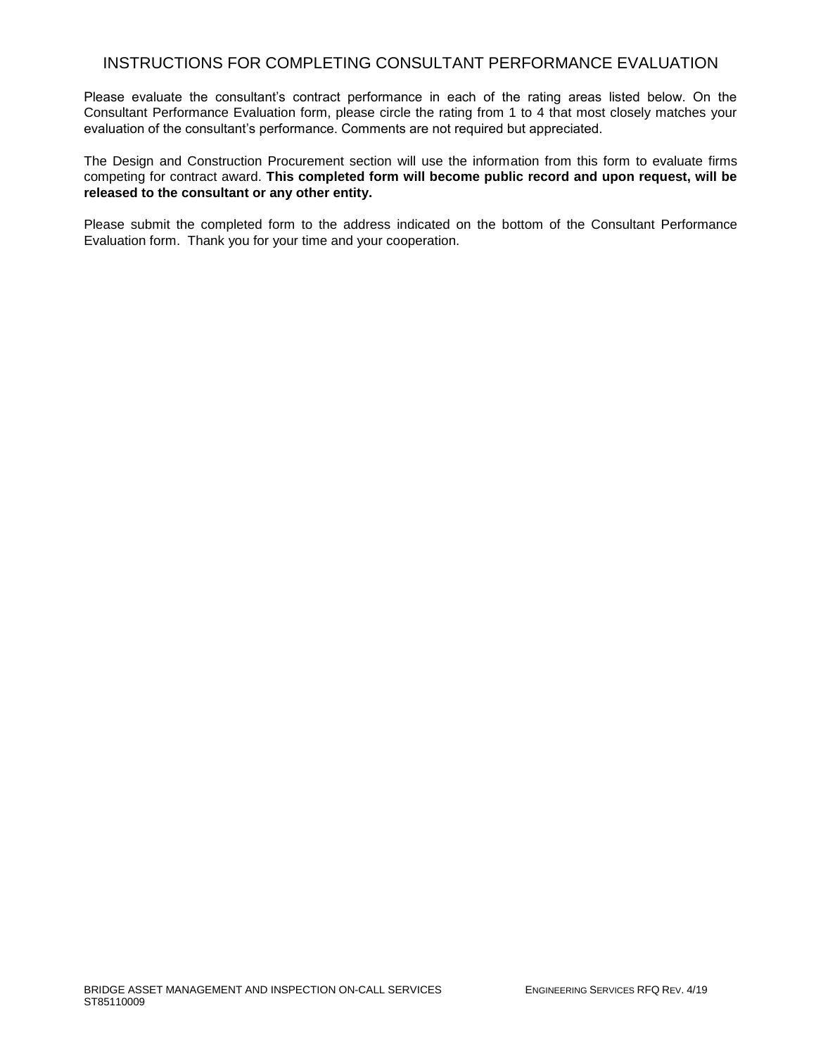# INSTRUCTIONS FOR COMPLETING CONSULTANT PERFORMANCE EVALUATION

Please evaluate the consultant's contract performance in each of the rating areas listed below. On the Consultant Performance Evaluation form, please circle the rating from 1 to 4 that most closely matches your evaluation of the consultant's performance. Comments are not required but appreciated.

The Design and Construction Procurement section will use the information from this form to evaluate firms competing for contract award. **This completed form will become public record and upon request, will be released to the consultant or any other entity.**

Please submit the completed form to the address indicated on the bottom of the Consultant Performance Evaluation form. Thank you for your time and your cooperation.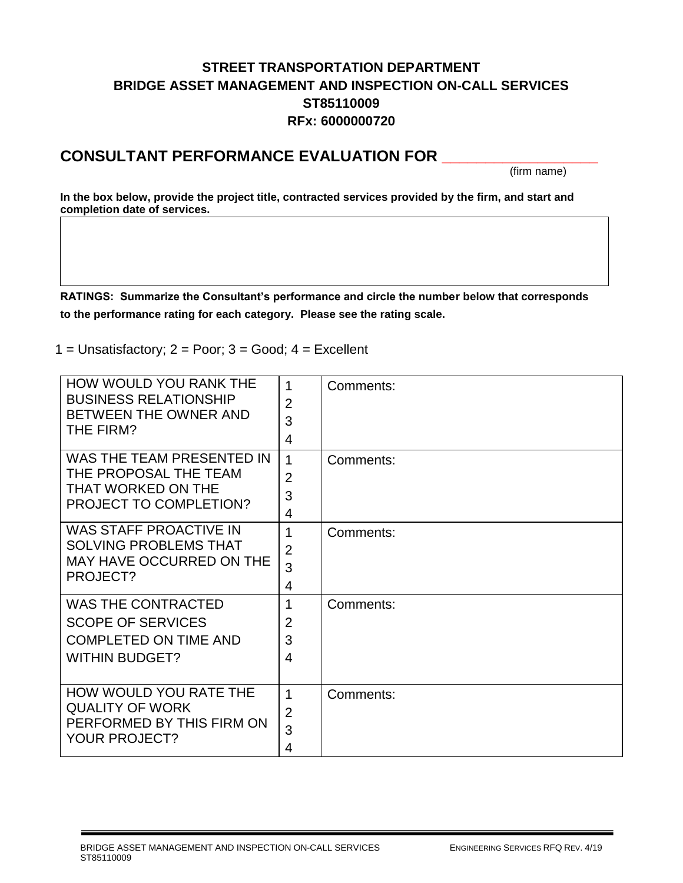**STREET TRANSPORTATION DEPARTMENT**
**BRIDGE ASSET MANAGEMENT AND INSPECTION ON-CALL SERVICES**
**ST85110009**
**RFx: 6000000720**

## CONSULTANT PERFORMANCE EVALUATION FOR ___________________

(firm name)

**In the box below, provide the project title, contracted services provided by the firm, and start and completion date of services.**

| |
|---|
| |

**RATINGS: Summarize the Consultant's performance and circle the number below that corresponds to the performance rating for each category. Please see the rating scale.**

1 = Unsatisfactory; 2 = Poor; 3 = Good; 4 = Excellent

| | | |
|---|---|---|
| HOW WOULD YOU RANK THE BUSINESS RELATIONSHIP BETWEEN THE OWNER AND THE FIRM? | 1<br>2<br>3<br>4 | Comments: |
| WAS THE TEAM PRESENTED IN THE PROPOSAL THE TEAM THAT WORKED ON THE PROJECT TO COMPLETION? | 1<br>2<br>3<br>4 | Comments: |
| WAS STAFF PROACTIVE IN SOLVING PROBLEMS THAT MAY HAVE OCCURRED ON THE PROJECT? | 1<br>2<br>3<br>4 | Comments: |
| WAS THE CONTRACTED SCOPE OF SERVICES COMPLETED ON TIME AND WITHIN BUDGET? | 1<br>2<br>3<br>4 | Comments: |
| HOW WOULD YOU RATE THE QUALITY OF WORK PERFORMED BY THIS FIRM ON YOUR PROJECT? | 1<br>2<br>3<br>4 | Comments: |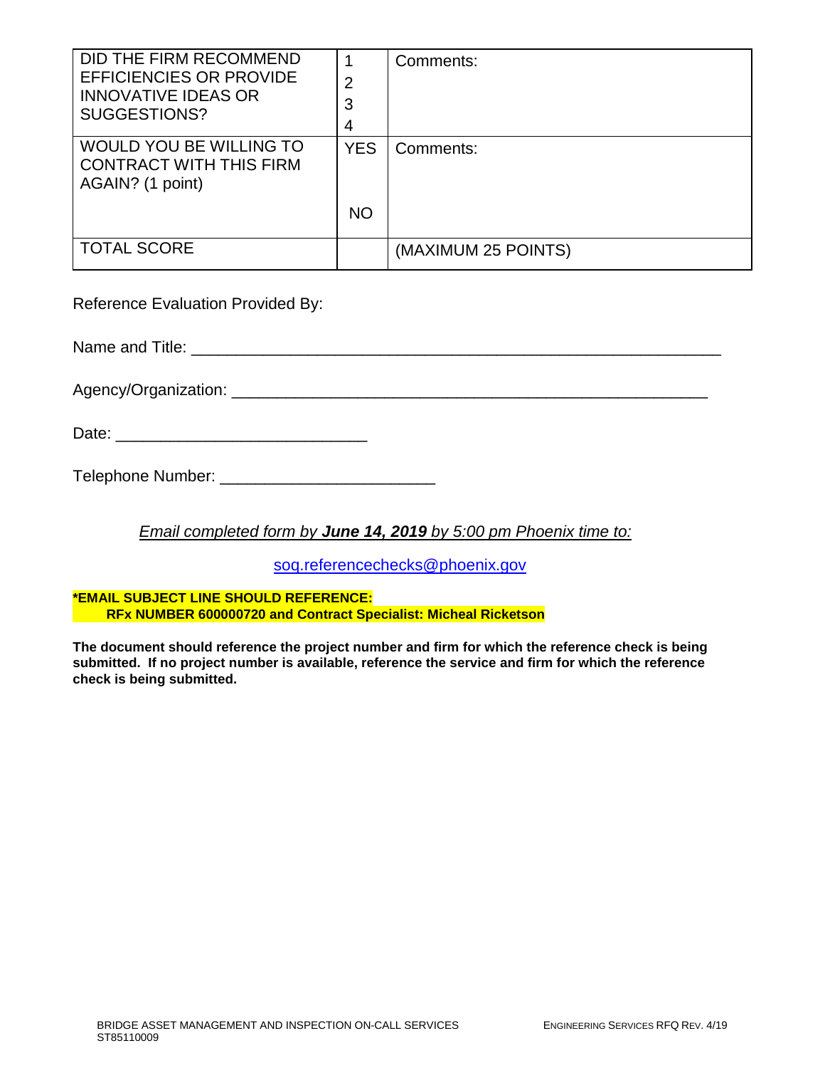| | | |
|---|---|---|
| DID THE FIRM RECOMMEND EFFICIENCIES OR PROVIDE INNOVATIVE IDEAS OR SUGGESTIONS? | 1<br>2<br>3<br>4 | Comments: |
| WOULD YOU BE WILLING TO CONTRACT WITH THIS FIRM AGAIN? (1 point) | YES<br><br>NO | Comments: |
| TOTAL SCORE | | (MAXIMUM 25 POINTS) |

Reference Evaluation Provided By:

Name and Title: ___________________________________________________________

Agency/Organization: ______________________________________________________

Date: ____________________________

Telephone Number: ________________________

*Email completed form by **June 14, 2019** by 5:00 pm Phoenix time to:*

soq.referencechecks@phoenix.gov

***EMAIL SUBJECT LINE SHOULD REFERENCE:**
**RFx NUMBER 600000720 and Contract Specialist: Micheal Ricketson**

**The document should reference the project number and firm for which the reference check is being submitted. If no project number is available, reference the service and firm for which the reference check is being submitted.**